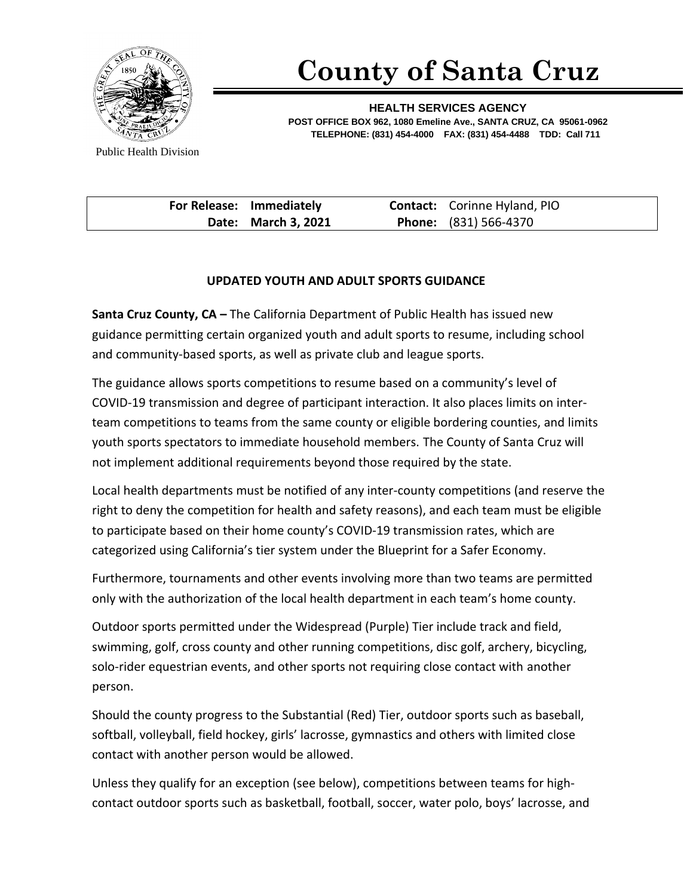# County of Santa Cruz

**HEALTH SERVICES AGENCY**
**POST OFFICE BOX 962, 1080 Emeline Ave., SANTA CRUZ, CA 95061-0962**
**TELEPHONE: (831) 454-4000 FAX: (831) 454-4488 TDD: Call 711**

Public Health Division

| | | | |
|---|---|---|---|
| **For Release:** | **Immediately** | **Contact:** | Corinne Hyland, PIO |
| **Date:** | **March 3, 2021** | **Phone:** | (831) 566-4370 |

## UPDATED YOUTH AND ADULT SPORTS GUIDANCE

**Santa Cruz County, CA –** The California Department of Public Health has issued new guidance permitting certain organized youth and adult sports to resume, including school and community-based sports, as well as private club and league sports.

The guidance allows sports competitions to resume based on a community's level of COVID-19 transmission and degree of participant interaction. It also places limits on inter-team competitions to teams from the same county or eligible bordering counties, and limits youth sports spectators to immediate household members. The County of Santa Cruz will not implement additional requirements beyond those required by the state.

Local health departments must be notified of any inter-county competitions (and reserve the right to deny the competition for health and safety reasons), and each team must be eligible to participate based on their home county's COVID-19 transmission rates, which are categorized using California's tier system under the Blueprint for a Safer Economy.

Furthermore, tournaments and other events involving more than two teams are permitted only with the authorization of the local health department in each team's home county.

Outdoor sports permitted under the Widespread (Purple) Tier include track and field, swimming, golf, cross county and other running competitions, disc golf, archery, bicycling, solo-rider equestrian events, and other sports not requiring close contact with another person.

Should the county progress to the Substantial (Red) Tier, outdoor sports such as baseball, softball, volleyball, field hockey, girls' lacrosse, gymnastics and others with limited close contact with another person would be allowed.

Unless they qualify for an exception (see below), competitions between teams for high-contact outdoor sports such as basketball, football, soccer, water polo, boys' lacrosse, and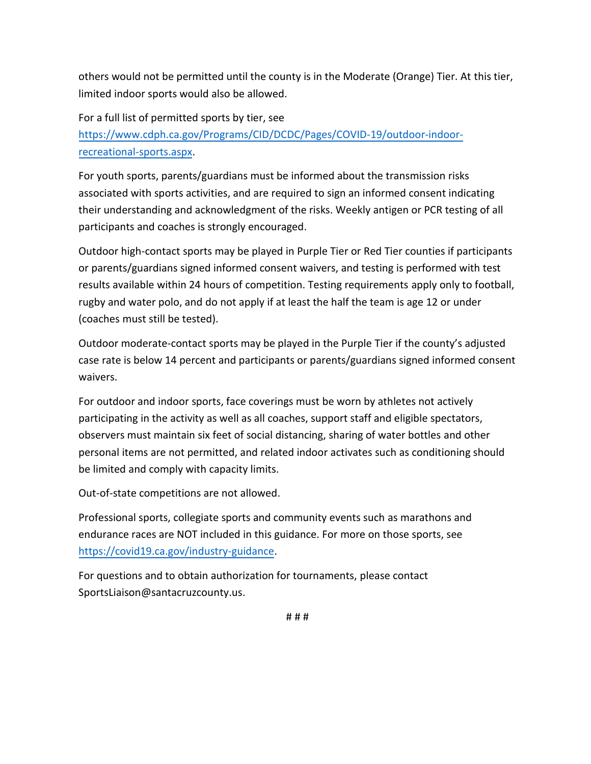others would not be permitted until the county is in the Moderate (Orange) Tier. At this tier, limited indoor sports would also be allowed.

For a full list of permitted sports by tier, see [https://www.cdph.ca.gov/Programs/CID/DCDC/Pages/COVID-19/outdoor-indoor-recreational-sports.aspx](https://www.cdph.ca.gov/Programs/CID/DCDC/Pages/COVID-19/outdoor-indoor-recreational-sports.aspx).

For youth sports, parents/guardians must be informed about the transmission risks associated with sports activities, and are required to sign an informed consent indicating their understanding and acknowledgment of the risks. Weekly antigen or PCR testing of all participants and coaches is strongly encouraged.

Outdoor high-contact sports may be played in Purple Tier or Red Tier counties if participants or parents/guardians signed informed consent waivers, and testing is performed with test results available within 24 hours of competition. Testing requirements apply only to football, rugby and water polo, and do not apply if at least the half the team is age 12 or under (coaches must still be tested).

Outdoor moderate-contact sports may be played in the Purple Tier if the county's adjusted case rate is below 14 percent and participants or parents/guardians signed informed consent waivers.

For outdoor and indoor sports, face coverings must be worn by athletes not actively participating in the activity as well as all coaches, support staff and eligible spectators, observers must maintain six feet of social distancing, sharing of water bottles and other personal items are not permitted, and related indoor activates such as conditioning should be limited and comply with capacity limits.

Out-of-state competitions are not allowed.

Professional sports, collegiate sports and community events such as marathons and endurance races are NOT included in this guidance. For more on those sports, see [https://covid19.ca.gov/industry-guidance](https://covid19.ca.gov/industry-guidance).

For questions and to obtain authorization for tournaments, please contact SportsLiaison@santacruzcounty.us.

# # #